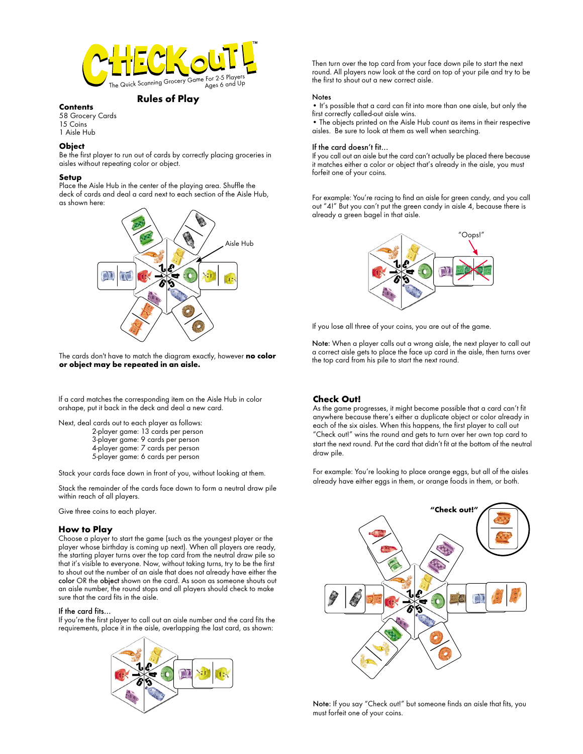# CHECK OUT!™

The Quick Scanning Grocery Game For 2-5 Players Ages 6 and Up

## Rules of Play

### Contents

58 Grocery Cards
15 Coins
1 Aisle Hub

### Object

Be the first player to run out of cards by correctly placing groceries in aisles without repeating color or object.

### Setup

Place the Aisle Hub in the center of the playing area. Shuffle the deck of cards and deal a card next to each section of the Aisle Hub, as shown here:

Aisle Hub

The cards don't have to match the diagram exactly, however **no color or object may be repeated in an aisle.**

If a card matches the corresponding item on the Aisle Hub in color orshape, put it back in the deck and deal a new card.

Next, deal cards out to each player as follows:

- 2-player game: 13 cards per person
- 3-player game: 9 cards per person
- 4-player game: 7 cards per person
- 5-player game: 6 cards per person

Stack your cards face down in front of you, without looking at them.

Stack the remainder of the cards face down to form a neutral draw pile within reach of all players.

Give three coins to each player.

### How to Play

Choose a player to start the game (such as the youngest player or the player whose birthday is coming up next). When all players are ready, the starting player turns over the top card from the neutral draw pile so that it's visible to everyone. Now, without taking turns, try to be the first to shout out the number of an aisle that does not already have either the **color** OR the **object** shown on the card. As soon as someone shouts out an aisle number, the round stops and all players should check to make sure that the card fits in the aisle.

#### If the card fits...

If you're the first player to call out an aisle number and the card fits the requirements, place it in the aisle, overlapping the last card, as shown:

Then turn over the top card from your face down pile to start the next round. All players now look at the card on top of your pile and try to be the first to shout out a new correct aisle.

#### Notes

- It's possible that a card can fit into more than one aisle, but only the first correctly called-out aisle wins.
- The objects printed on the Aisle Hub count as items in their respective aisles. Be sure to look at them as well when searching.

#### If the card doesn't fit...

If you call out an aisle but the card can't actually be placed there because it matches either a color or object that's already in the aisle, you must forfeit one of your coins.

For example: You're racing to find an aisle for green candy, and you call out "4!" But you can't put the green candy in aisle 4, because there is already a green bagel in that aisle.

"Oops!"

If you lose all three of your coins, you are out of the game.

Note: When a player calls out a wrong aisle, the next player to call out a correct aisle gets to place the face up card in the aisle, then turns over the top card from his pile to start the next round.

### Check Out!

As the game progresses, it might become possible that a card can't fit anywhere because there's either a duplicate object or color already in each of the six aisles. When this happens, the first player to call out "Check out!" wins the round and gets to turn over her own top card to start the next round. Put the card that didn't fit at the bottom of the neutral draw pile.

For example: You're looking to place orange eggs, but all of the aisles already have either eggs in them, or orange foods in them, or both.

**"Check out!"**

Note: If you say "Check out!" but someone finds an aisle that fits, you must forfeit one of your coins.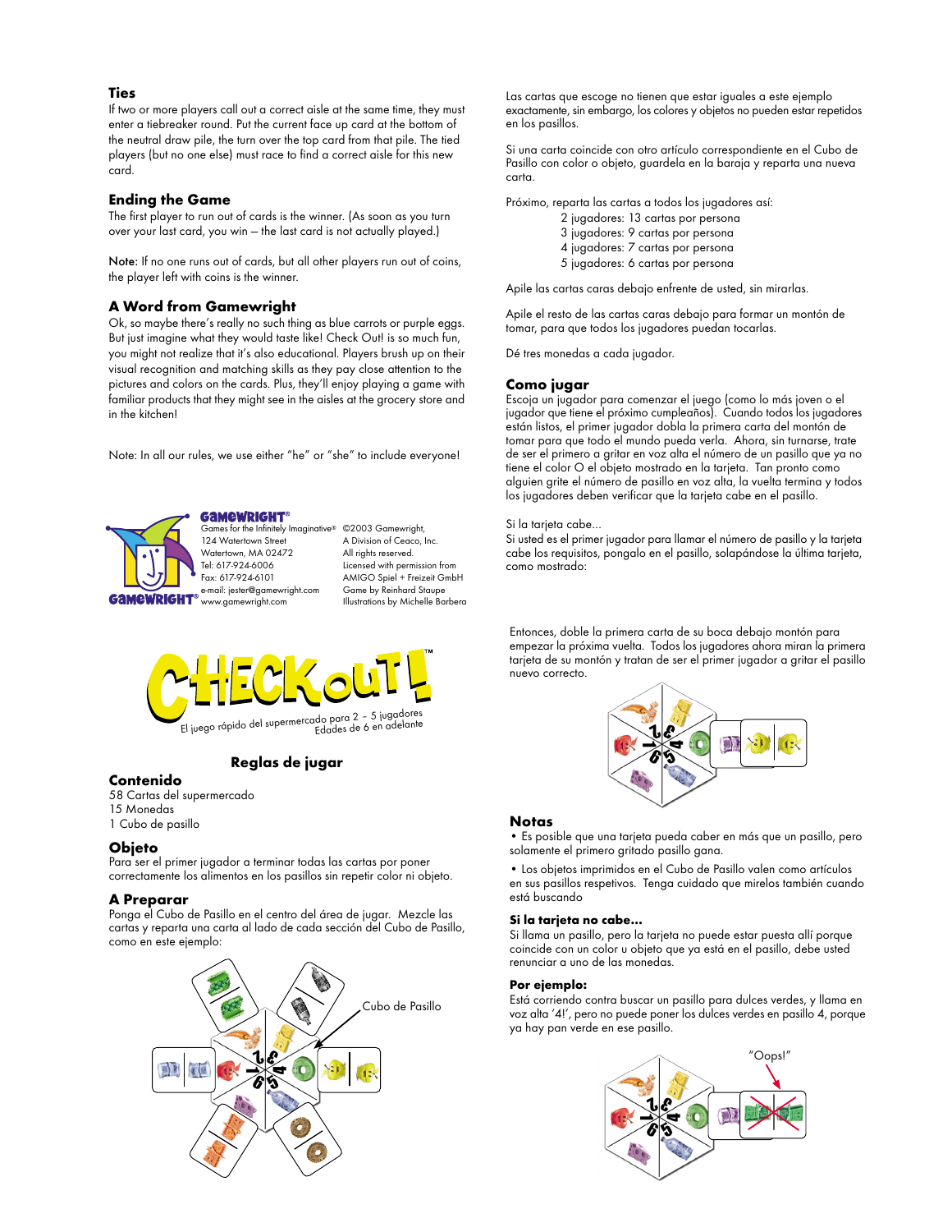## Ties

If two or more players call out a correct aisle at the same time, they must enter a tiebreaker round. Put the current face up card at the bottom of the neutral draw pile, the turn over the top card from that pile. The tied players (but no one else) must race to find a correct aisle for this new card.

## Ending the Game

The first player to run out of cards is the winner. (As soon as you turn over your last card, you win – the last card is not actually played.)

**Note:** If no one runs out of cards, but all other players run out of coins, the player left with coins is the winner.

## A Word from Gamewright

Ok, so maybe there's really no such thing as blue carrots or purple eggs. But just imagine what they would taste like! Check Out! is so much fun, you might not realize that it's also educational. Players brush up on their visual recognition and matching skills as they pay close attention to the pictures and colors on the cards. Plus, they'll enjoy playing a game with familiar products that they might see in the aisles at the grocery store and in the kitchen!

Note: In all our rules, we use either "he" or "she" to include everyone!

GAMEWRIGHT®
Games for the Infinitely Imaginative®
124 Watertown Street
Watertown, MA 02472
Tel: 617-924-6006
Fax: 617-924-6101
e-mail: jester@gamewright.com
www.gamewright.com

©2003 Gamewright,
A Division of Ceaco, Inc.
All rights reserved.
Licensed with permission from
AMIGO Spiel + Freizeit GmbH
Game by Reinhard Staupe
Illustrations by Michelle Barbera

# CHECK OUT!™

El juego rápido del supermercado para 2 – 5 jugadores
Edades de 6 en adelante

## Reglas de jugar

### Contenido

58 Cartas del supermercado
15 Monedas
1 Cubo de pasillo

### Objeto

Para ser el primer jugador a terminar todas las cartas por poner correctamente los alimentos en los pasillos sin repetir color ni objeto.

### A Preparar

Ponga el Cubo de Pasillo en el centro del área de jugar. Mezcle las cartas y reparta una carta al lado de cada sección del Cubo de Pasillo, como en este ejemplo:

Cubo de Pasillo

Las cartas que escoge no tienen que estar iguales a este ejemplo exactamente, sin embargo, los colores y objetos no pueden estar repetidos en los pasillos.

Si una carta coincide con otro artículo correspondiente en el Cubo de Pasillo con color o objeto, guardela en la baraja y reparta una nueva carta.

Próximo, reparta las cartas a todos los jugadores así:

- 2 jugadores: 13 cartas por persona
- 3 jugadores: 9 cartas por persona
- 4 jugadores: 7 cartas por persona
- 5 jugadores: 6 cartas por persona

Apile las cartas caras debajo enfrente de usted, sin mirarlas.

Apile el resto de las cartas caras debajo para formar un montón de tomar, para que todos los jugadores puedan tocarlas.

Dé tres monedas a cada jugador.

### Como jugar

Escoja un jugador para comenzar el juego (como lo más joven o el jugador que tiene el próximo cumpleaños). Cuando todos los jugadores están listos, el primer jugador dobla la primera carta del montón de tomar para que todo el mundo pueda verla. Ahora, sin turnarse, trate de ser el primero a gritar en voz alta el número de un pasillo que ya no tiene el color O el objeto mostrado en la tarjeta. Tan pronto como alguien grite el número de pasillo en voz alta, la vuelta termina y todos los jugadores deben verificar que la tarjeta cabe en el pasillo.

Si la tarjeta cabe...
Si usted es el primer jugador para llamar el número de pasillo y la tarjeta cabe los requisitos, pongalo en el pasillo, solapándose la última tarjeta, como mostrado:

Entonces, doble la primera carta de su boca debajo montón para empezar la próxima vuelta. Todos los jugadores ahora miran la primera tarjeta de su montón y tratan de ser el primer jugador a gritar el pasillo nuevo correcto.

### Notas

- Es posible que una tarjeta pueda caber en más que un pasillo, pero solamente el primero gritado pasillo gana.
- Los objetos imprimidos en el Cubo de Pasillo valen como artículos en sus pasillos respetivos. Tenga cuidado que mirelos también cuando está buscando

#### Si la tarjeta no cabe...

Si llama un pasillo, pero la tarjeta no puede estar puesta allí porque coincide con un color u objeto que ya está en el pasillo, debe usted renunciar a uno de las monedas.

#### Por ejemplo:

Está corriendo contra buscar un pasillo para dulces verdes, y llama en voz alta '4!', pero no puede poner los dulces verdes en pasillo 4, porque ya hay pan verde en ese pasillo.

"Oops!"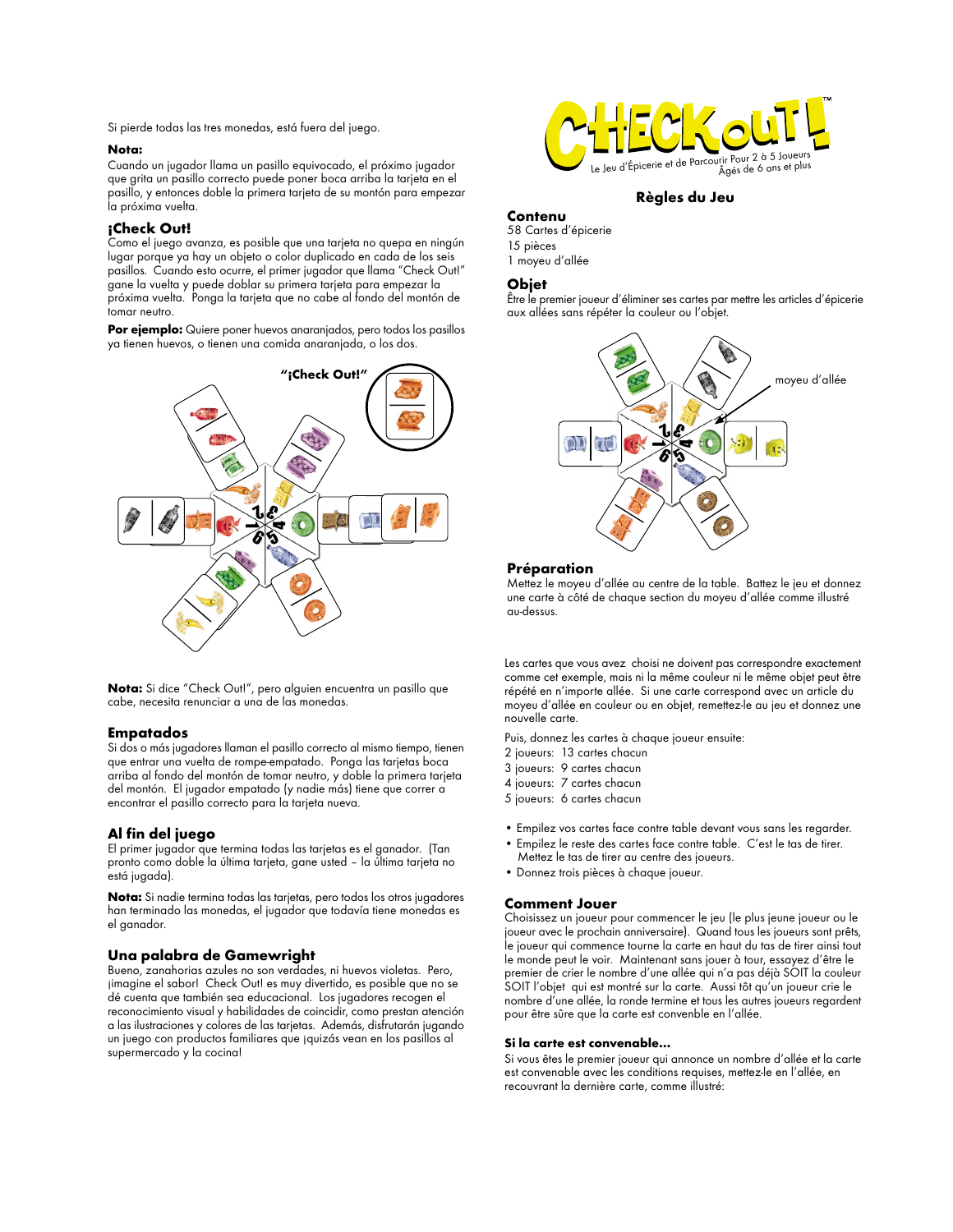Si pierde todas las tres monedas, está fuera del juego.

**Nota:**
Cuando un jugador llama un pasillo equivocado, el próximo jugador que grita un pasillo correcto puede poner boca arriba la tarjeta en el pasillo, y entonces doble la primera tarjeta de su montón para empezar la próxima vuelta.

## ¡Check Out!

Como el juego avanza, es posible que una tarjeta no quepa en ningún lugar porque ya hay un objeto o color duplicado en cada de los seis pasillos. Cuando esto ocurre, el primer jugador que llama "Check Out!" gane la vuelta y puede doblar su primera tarjeta para empezar la próxima vuelta. Ponga la tarjeta que no cabe al fondo del montón de tomar neutro.

**Por ejemplo:** Quiere poner huevos anaranjados, pero todos los pasillos ya tienen huevos, o tienen una comida anaranjada, o los dos.

"¡Check Out!"

**Nota:** Si dice "Check Out!", pero alguien encuentra un pasillo que cabe, necesita renunciar a una de las monedas.

## Empatados

Si dos o más jugadores llaman el pasillo correcto al mismo tiempo, tienen que entrar una vuelta de rompe-empatado. Ponga las tarjetas boca arriba al fondo del montón de tomar neutro, y doble la primera tarjeta del montón. El jugador empatado (y nadie más) tiene que correr a encontrar el pasillo correcto para la tarjeta nueva.

## Al fin del juego

El primer jugador que termina todas las tarjetas es el ganador. (Tan pronto como doble la última tarjeta, gane usted – la última tarjeta no está jugada).

**Nota:** Si nadie termina todas las tarjetas, pero todos los otros jugadores han terminado las monedas, el jugador que todavía tiene monedas es el ganador.

## Una palabra de Gamewright

Bueno, zanahorias azules no son verdades, ni huevos violetas. Pero, ¡imagine el sabor! Check Out! es muy divertido, es posible que no se dé cuenta que también sea educacional. Los jugadores recogen el reconocimiento visual y habilidades de coincidir, como prestan atención a las ilustraciones y colores de las tarjetas. Además, disfrutarán jugando un juego con productos familiares que ¡quizás vean en los pasillos al supermercado y la cocina!

# CHECK OUT!™

Le Jeu d'Épicerie et de Parcourir Pour 2 à 5 Joueurs Âgés de 6 ans et plus

## Règles du Jeu

### Contenu

58 Cartes d'épicerie
15 pièces
1 moyeu d'allée

### Objet

Être le premier joueur d'éliminer ses cartes par mettre les articles d'épicerie aux allées sans répéter la couleur ou l'objet.

moyeu d'allée

### Préparation

Mettez le moyeu d'allée au centre de la table. Battez le jeu et donnez une carte à côté de chaque section du moyeu d'allée comme illustré au-dessus.

Les cartes que vous avez choisi ne doivent pas correspondre exactement comme cet exemple, mais ni la même couleur ni le même objet peut être répété en n'importe allée. Si une carte correspond avec un article du moyeu d'allée en couleur ou en objet, remettez-le au jeu et donnez une nouvelle carte.

Puis, donnez les cartes à chaque joueur ensuite:

2 joueurs: 13 cartes chacun
3 joueurs: 9 cartes chacun
4 joueurs: 7 cartes chacun
5 joueurs: 6 cartes chacun

- Empilez vos cartes face contre table devant vous sans les regarder.
- Empilez le reste des cartes face contre table. C'est le tas de tirer. Mettez le tas de tirer au centre des joueurs.
- Donnez trois pièces à chaque joueur.

### Comment Jouer

Choisissez un joueur pour commencer le jeu (le plus jeune joueur ou le joueur avec le prochain anniversaire). Quand tous les joueurs sont prêts, le joueur qui commence tourne la carte en haut du tas de tirer ainsi tout le monde peut le voir. Maintenant sans jouer à tour, essayez d'être le premier de crier le nombre d'une allée qui n'a pas déjà SOIT la couleur SOIT l'objet qui est montré sur la carte. Aussi tôt qu'un joueur crie le nombre d'une allée, la ronde termine et tous les autres joueurs regardent pour être sûre que la carte est convenble en l'allée.

**Si la carte est convenable...**

Si vous êtes le premier joueur qui annonce un nombre d'allée et la carte est convenable avec les conditions requises, mettez-le en l'allée, en recouvrant la dernière carte, comme illustré: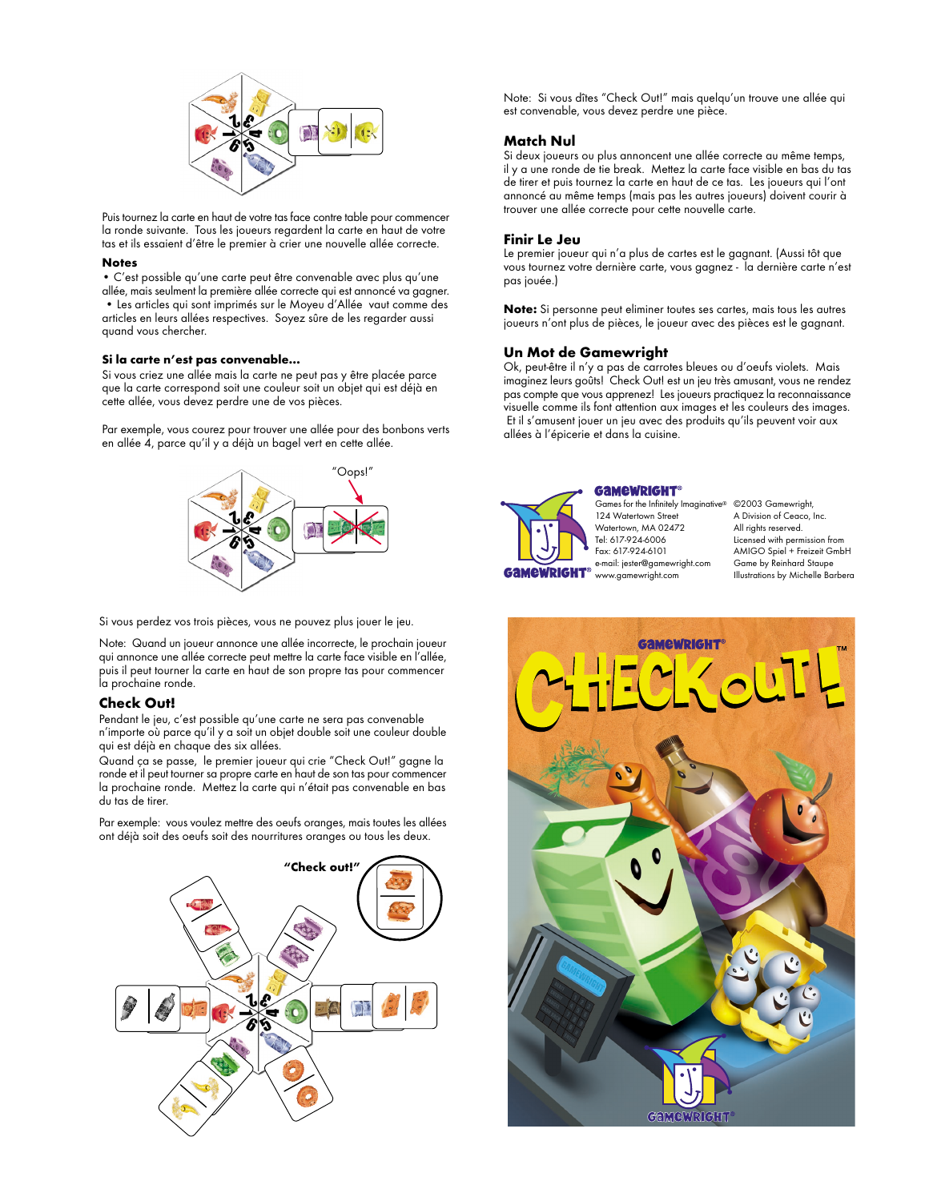Puis tournez la carte en haut de votre tas face contre table pour commencer la ronde suivante. Tous les joueurs regardent la carte en haut de votre tas et ils essaient d'être le premier à crier une nouvelle allée correcte.

**Notes**

- C'est possible qu'une carte peut être convenable avec plus qu'une allée, mais seulment la première allée correcte qui est annoncé va gagner.
- Les articles qui sont imprimés sur le Moyeu d'Allée vaut comme des articles en leurs allées respectives. Soyez sûre de les regarder aussi quand vous chercher.

**Si la carte n'est pas convenable...**

Si vous criez une allée mais la carte ne peut pas y être placée parce que la carte correspond soit une couleur soit un objet qui est déjà en cette allée, vous devez perdre une de vos pièces.

Par exemple, vous courez pour trouver une allée pour des bonbons verts en allée 4, parce qu'il y a déjà un bagel vert en cette allée.

"Oops!"

Si vous perdez vos trois pièces, vous ne pouvez plus jouer le jeu.

Note: Quand un joueur annonce une allée incorrecte, le prochain joueur qui annonce une allée correcte peut mettre la carte face visible en l'allée, puis il peut tourner la carte en haut de son propre tas pour commencer la prochaine ronde.

## Check Out!

Pendant le jeu, c'est possible qu'une carte ne sera pas convenable n'importe où parce qu'il y a soit un objet double soit une couleur double qui est déjà en chaque des six allées.

Quand ça se passe, le premier joueur qui crie "Check Out!" gagne la ronde et il peut tourner sa propre carte en haut de son tas pour commencer la prochaine ronde. Mettez la carte qui n'était pas convenable en bas du tas de tirer.

Par exemple: vous voulez mettre des oeufs oranges, mais toutes les allées ont déjà soit des oeufs soit des nourritures oranges ou tous les deux.

**"Check out!"**

Note: Si vous dîtes "Check Out!" mais quelqu'un trouve une allée qui est convenable, vous devez perdre une pièce.

## Match Nul

Si deux joueurs ou plus annoncent une allée correcte au même temps, il y a une ronde de tie break. Mettez la carte face visible en bas du tas de tirer et puis tournez la carte en haut de ce tas. Les joueurs qui l'ont annoncé au même temps (mais pas les autres joueurs) doivent courir à trouver une allée correcte pour cette nouvelle carte.

## Finir Le Jeu

Le premier joueur qui n'a plus de cartes est le gagnant. (Aussi tôt que vous tournez votre dernière carte, vous gagnez - la dernière carte n'est pas jouée.)

**Note:** Si personne peut eliminer toutes ses cartes, mais tous les autres joueurs n'ont plus de pièces, le joueur avec des pièces est le gagnant.

## Un Mot de Gamewright

Ok, peut-être il n'y a pas de carrotes bleues ou d'oeufs violets. Mais imaginez leurs goûts! Check Out! est un jeu très amusant, vous ne rendez pas compte que vous apprenez! Les joueurs practiquez la reconnaissance visuelle comme ils font attention aux images et les couleurs des images. Et il s'amusent jouer un jeu avec des produits qu'ils peuvent voir aux allées à l'épicerie et dans la cuisine.

**GAMEWRIGHT®**
Games for the Infinitely Imaginative®
124 Watertown Street
Watertown, MA 02472
Tel: 617-924-6006
Fax: 617-924-6101
e-mail: jester@gamewright.com
www.gamewright.com

©2003 Gamewright,
A Division of Ceaco, Inc.
All rights reserved.
Licensed with permission from AMIGO Spiel + Freizeit GmbH
Game by Reinhard Staupe
Illustrations by Michelle Barbera

GAMEWRIGHT®

CHECK OUT!™